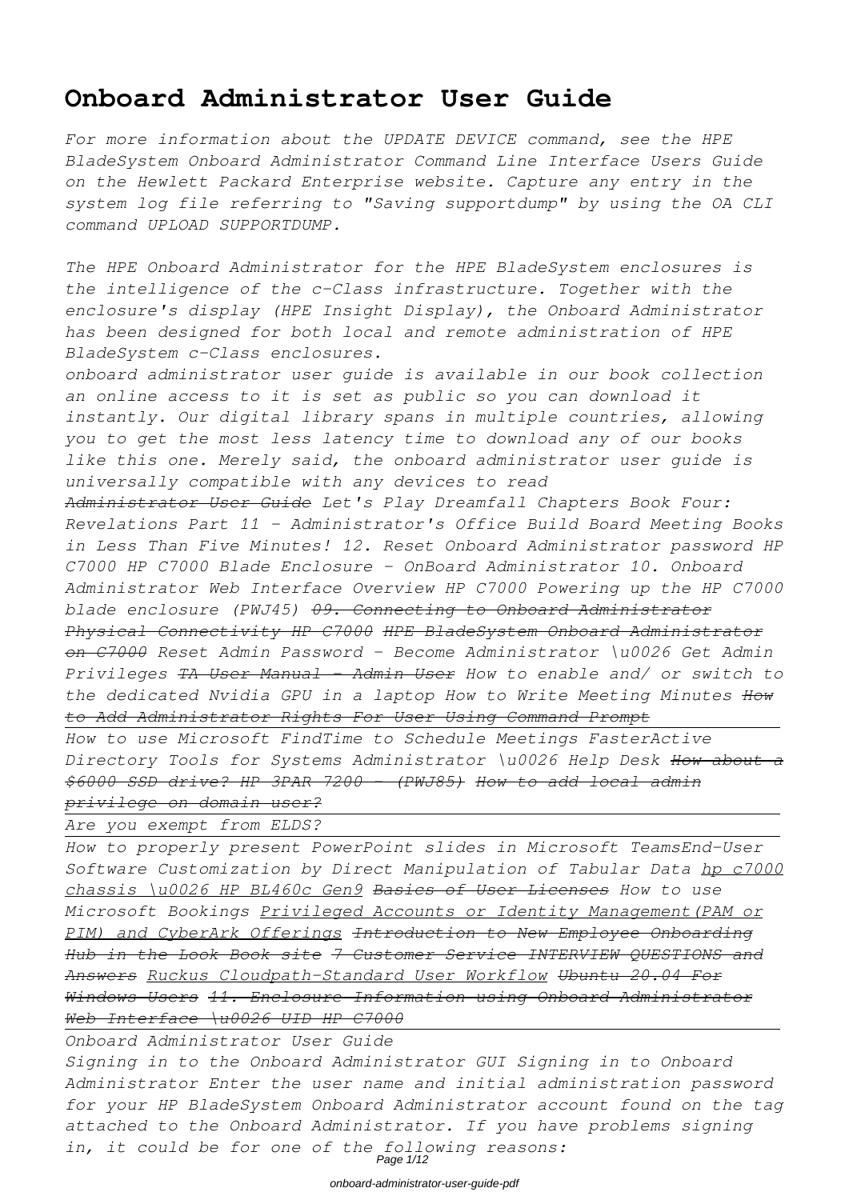# Onboard Administrator User Guide

*For more information about the UPDATE DEVICE command, see the HPE BladeSystem Onboard Administrator Command Line Interface Users Guide on the Hewlett Packard Enterprise website. Capture any entry in the system log file referring to "Saving supportdump" by using the OA CLI command UPLOAD SUPPORTDUMP.*

*The HPE Onboard Administrator for the HPE BladeSystem enclosures is the intelligence of the c-Class infrastructure. Together with the enclosure's display (HPE Insight Display), the Onboard Administrator has been designed for both local and remote administration of HPE BladeSystem c-Class enclosures.*

*onboard administrator user guide is available in our book collection an online access to it is set as public so you can download it instantly. Our digital library spans in multiple countries, allowing you to get the most less latency time to download any of our books like this one. Merely said, the onboard administrator user guide is universally compatible with any devices to read*

*~~Administrator User Guide~~ Let's Play Dreamfall Chapters Book Four: Revelations Part 11 - Administrator's Office Build Board Meeting Books in Less Than Five Minutes! 12. Reset Onboard Administrator password HP C7000 HP C7000 Blade Enclosure - OnBoard Administrator 10. Onboard Administrator Web Interface Overview HP C7000 Powering up the HP C7000 blade enclosure (PWJ45) ~~09. Connecting to Onboard Administrator Physical Connectivity HP C7000~~ ~~HPE BladeSystem Onboard Administrator on C7000~~ Reset Admin Password - Become Administrator \u0026 Get Admin Privileges ~~TA User Manual - Admin User~~ How to enable and/ or switch to the dedicated Nvidia GPU in a laptop How to Write Meeting Minutes ~~How to Add Administrator Rights For User Using Command Prompt~~*

*How to use Microsoft FindTime to Schedule Meetings FasterActive Directory Tools for Systems Administrator \u0026 Help Desk ~~How about a \$6000 SSD drive? HP 3PAR 7200 - (PWJ85)~~ ~~How to add local admin privilege on domain user?~~*

*Are you exempt from ELDS?*

*How to properly present PowerPoint slides in Microsoft TeamsEnd-User Software Customization by Direct Manipulation of Tabular Data hp c7000 chassis \u0026 HP BL460c Gen9 ~~Basics of User Licenses~~ How to use Microsoft Bookings Privileged Accounts or Identity Management(PAM or PIM) and CyberArk Offerings ~~Introduction to New Employee Onboarding Hub in the Look Book site~~ ~~7 Customer Service INTERVIEW QUESTIONS and Answers~~ Ruckus Cloudpath-Standard User Workflow ~~Ubuntu 20.04 For Windows Users~~ ~~11. Enclosure Information using Onboard Administrator Web Interface \u0026 UID HP C7000~~*

*Onboard Administrator User Guide*

*Signing in to the Onboard Administrator GUI Signing in to Onboard Administrator Enter the user name and initial administration password for your HP BladeSystem Onboard Administrator account found on the tag attached to the Onboard Administrator. If you have problems signing in, it could be for one of the following reasons:*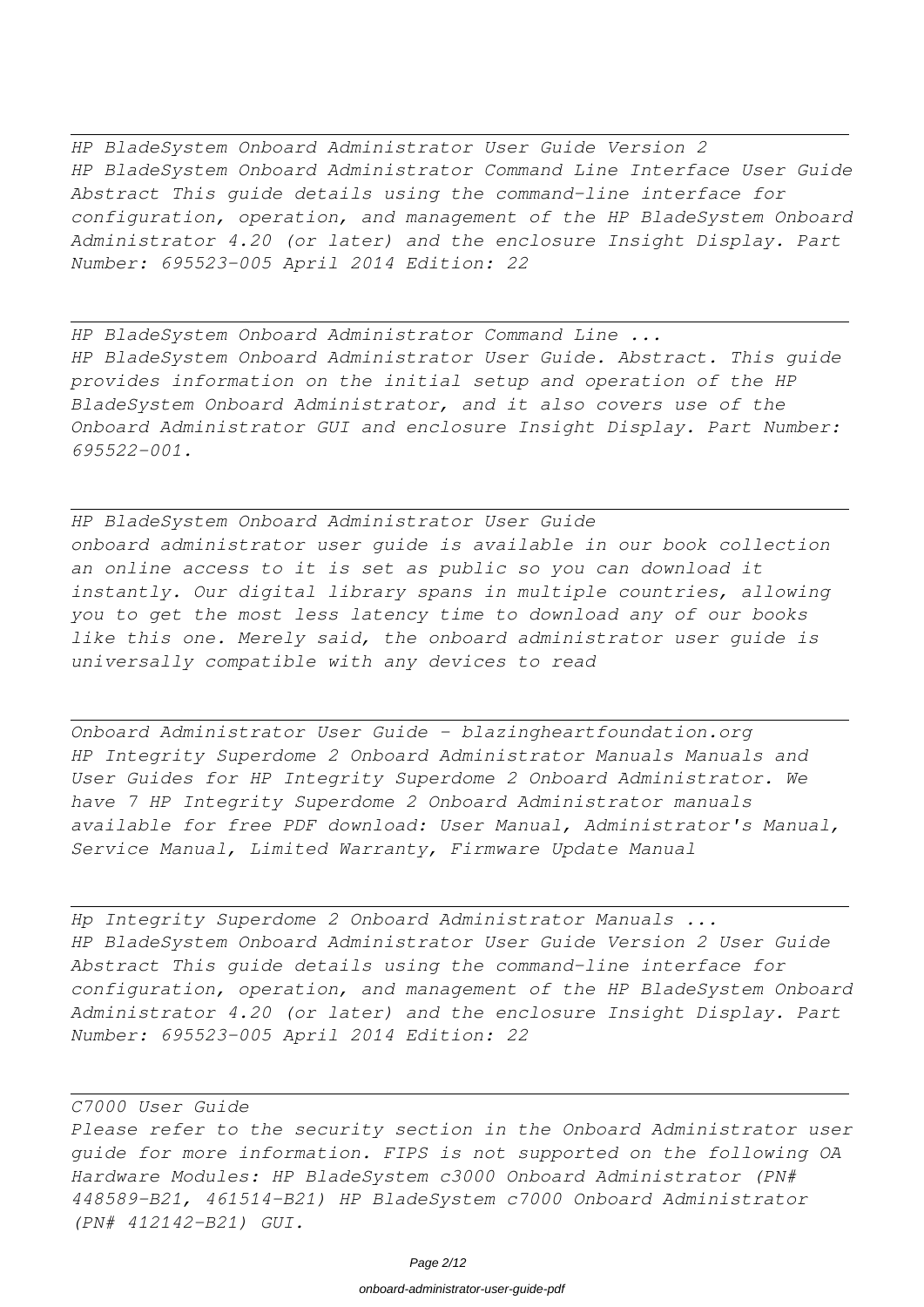*HP BladeSystem Onboard Administrator User Guide Version 2*
*HP BladeSystem Onboard Administrator Command Line Interface User Guide Abstract This guide details using the command-line interface for configuration, operation, and management of the HP BladeSystem Onboard Administrator 4.20 (or later) and the enclosure Insight Display. Part Number: 695523-005 April 2014 Edition: 22*

---

*HP BladeSystem Onboard Administrator Command Line ...*
*HP BladeSystem Onboard Administrator User Guide. Abstract. This guide provides information on the initial setup and operation of the HP BladeSystem Onboard Administrator, and it also covers use of the Onboard Administrator GUI and enclosure Insight Display. Part Number: 695522-001.*

---

*HP BladeSystem Onboard Administrator User Guide*
*onboard administrator user guide is available in our book collection an online access to it is set as public so you can download it instantly. Our digital library spans in multiple countries, allowing you to get the most less latency time to download any of our books like this one. Merely said, the onboard administrator user guide is universally compatible with any devices to read*

---

*Onboard Administrator User Guide - blazingheartfoundation.org*
*HP Integrity Superdome 2 Onboard Administrator Manuals Manuals and User Guides for HP Integrity Superdome 2 Onboard Administrator. We have 7 HP Integrity Superdome 2 Onboard Administrator manuals available for free PDF download: User Manual, Administrator's Manual, Service Manual, Limited Warranty, Firmware Update Manual*

---

*Hp Integrity Superdome 2 Onboard Administrator Manuals ...*
*HP BladeSystem Onboard Administrator User Guide Version 2 User Guide Abstract This guide details using the command-line interface for configuration, operation, and management of the HP BladeSystem Onboard Administrator 4.20 (or later) and the enclosure Insight Display. Part Number: 695523-005 April 2014 Edition: 22*

---

*C7000 User Guide*
*Please refer to the security section in the Onboard Administrator user guide for more information. FIPS is not supported on the following OA Hardware Modules: HP BladeSystem c3000 Onboard Administrator (PN# 448589-B21, 461514-B21) HP BladeSystem c7000 Onboard Administrator (PN# 412142-B21) GUI.*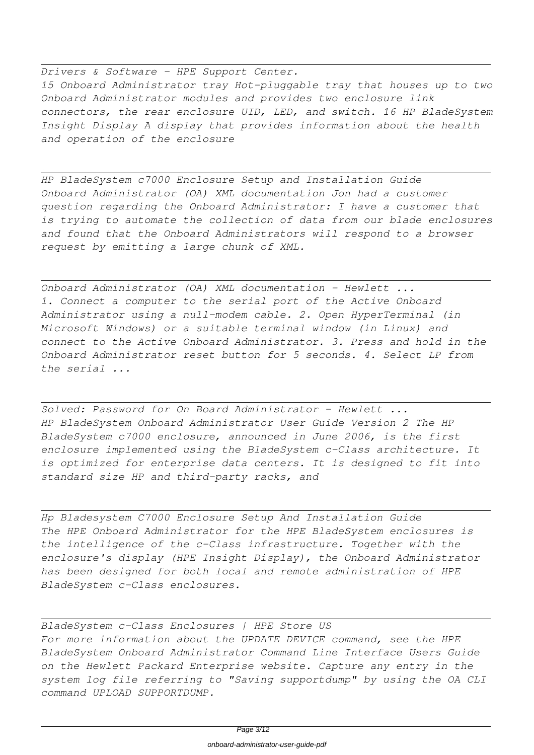*Drivers & Software - HPE Support Center.*
*15 Onboard Administrator tray Hot-pluggable tray that houses up to two Onboard Administrator modules and provides two enclosure link connectors, the rear enclosure UID, LED, and switch. 16 HP BladeSystem Insight Display A display that provides information about the health and operation of the enclosure*

---

*HP BladeSystem c7000 Enclosure Setup and Installation Guide*
*Onboard Administrator (OA) XML documentation Jon had a customer question regarding the Onboard Administrator: I have a customer that is trying to automate the collection of data from our blade enclosures and found that the Onboard Administrators will respond to a browser request by emitting a large chunk of XML.*

---

*Onboard Administrator (OA) XML documentation - Hewlett ...*
*1. Connect a computer to the serial port of the Active Onboard Administrator using a null-modem cable. 2. Open HyperTerminal (in Microsoft Windows) or a suitable terminal window (in Linux) and connect to the Active Onboard Administrator. 3. Press and hold in the Onboard Administrator reset button for 5 seconds. 4. Select LP from the serial ...*

---

*Solved: Password for On Board Administrator - Hewlett ...*
*HP BladeSystem Onboard Administrator User Guide Version 2 The HP BladeSystem c7000 enclosure, announced in June 2006, is the first enclosure implemented using the BladeSystem c-Class architecture. It is optimized for enterprise data centers. It is designed to fit into standard size HP and third-party racks, and*

---

*Hp Bladesystem C7000 Enclosure Setup And Installation Guide*
*The HPE Onboard Administrator for the HPE BladeSystem enclosures is the intelligence of the c-Class infrastructure. Together with the enclosure's display (HPE Insight Display), the Onboard Administrator has been designed for both local and remote administration of HPE BladeSystem c-Class enclosures.*

---

*BladeSystem c-Class Enclosures | HPE Store US*
*For more information about the UPDATE DEVICE command, see the HPE BladeSystem Onboard Administrator Command Line Interface Users Guide on the Hewlett Packard Enterprise website. Capture any entry in the system log file referring to "Saving supportdump" by using the OA CLI command UPLOAD SUPPORTDUMP.*

---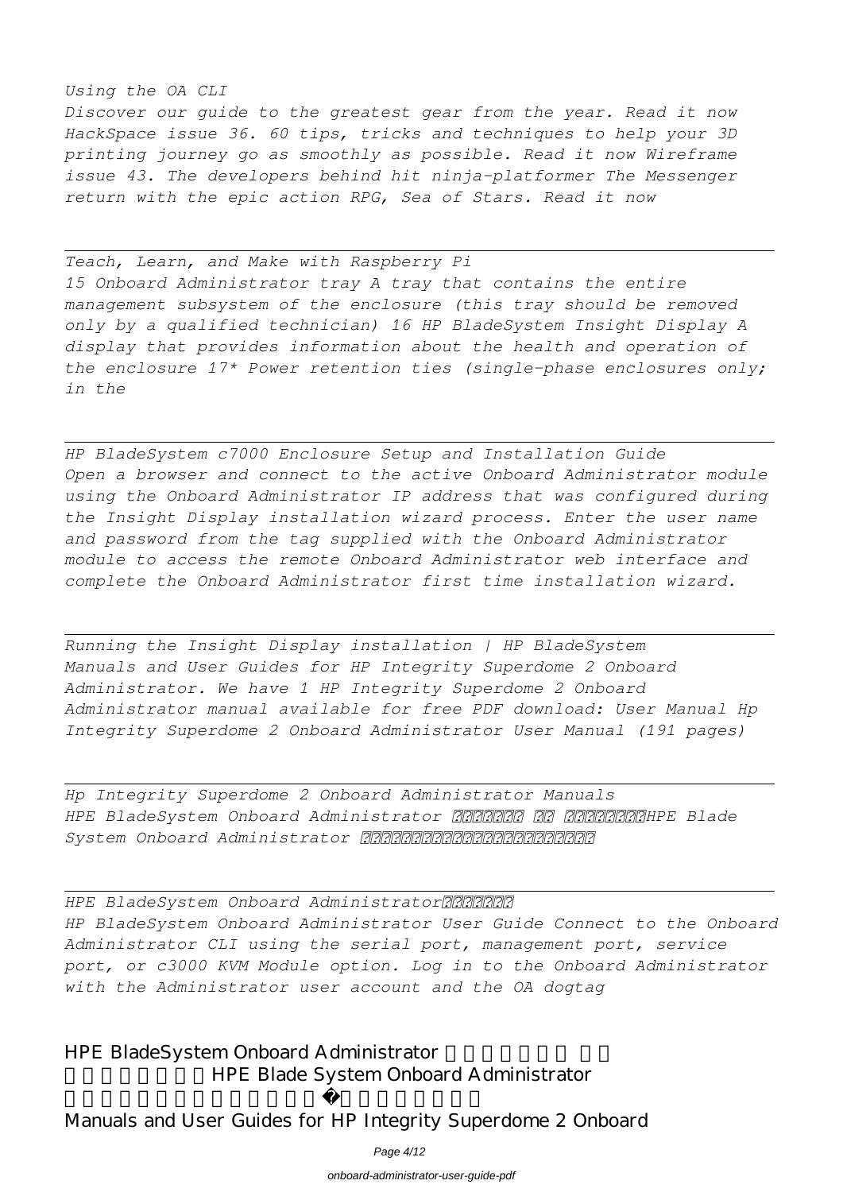*Using the OA CLI*
*Discover our guide to the greatest gear from the year. Read it now HackSpace issue 36. 60 tips, tricks and techniques to help your 3D printing journey go as smoothly as possible. Read it now Wireframe issue 43. The developers behind hit ninja-platformer The Messenger return with the epic action RPG, Sea of Stars. Read it now*

---

*Teach, Learn, and Make with Raspberry Pi*
*15 Onboard Administrator tray A tray that contains the entire management subsystem of the enclosure (this tray should be removed only by a qualified technician) 16 HP BladeSystem Insight Display A display that provides information about the health and operation of the enclosure 17\* Power retention ties (single-phase enclosures only; in the*

---

*HP BladeSystem c7000 Enclosure Setup and Installation Guide*
*Open a browser and connect to the active Onboard Administrator module using the Onboard Administrator IP address that was configured during the Insight Display installation wizard process. Enter the user name and password from the tag supplied with the Onboard Administrator module to access the remote Onboard Administrator web interface and complete the Onboard Administrator first time installation wizard.*

---

*Running the Insight Display installation | HP BladeSystem*
*Manuals and User Guides for HP Integrity Superdome 2 Onboard Administrator. We have 1 HP Integrity Superdome 2 Onboard Administrator manual available for free PDF download: User Manual Hp Integrity Superdome 2 Onboard Administrator User Manual (191 pages)*

---

*Hp Integrity Superdome 2 Onboard Administrator Manuals*
*HPE BladeSystem Onboard Administrator ������� �� ������HPE Blade System Onboard Administrator ��������������������*

---

*HPE BladeSystem Onboard Administrator������*
*HP BladeSystem Onboard Administrator User Guide Connect to the Onboard Administrator CLI using the serial port, management port, service port, or c3000 KVM Module option. Log in to the Onboard Administrator with the Administrator user account and the OA dogtag*

HPE BladeSystem Onboard Administrator ������� �� ������HPE Blade System Onboard Administrator ��������������������
Manuals and User Guides for HP Integrity Superdome 2 Onboard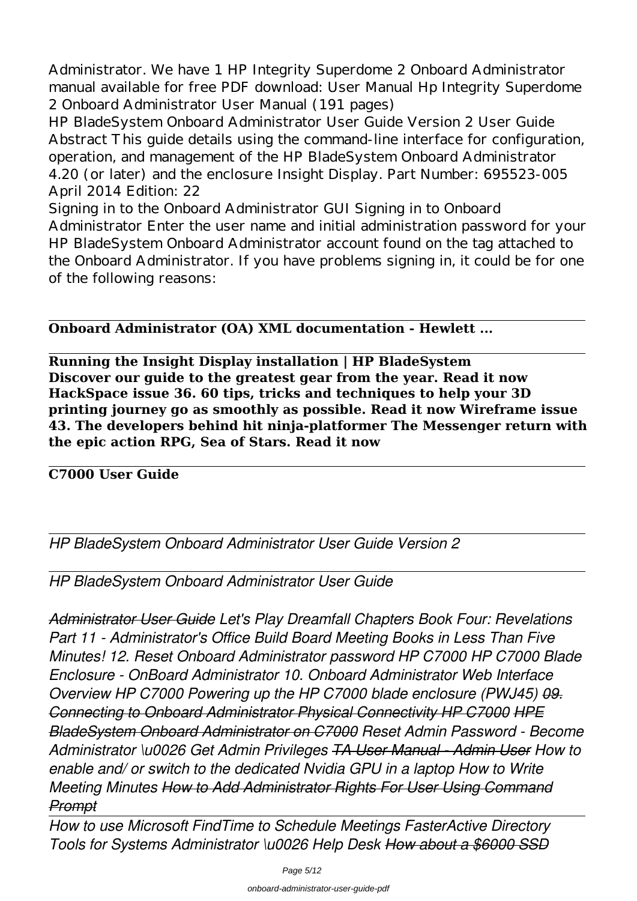Administrator. We have 1 HP Integrity Superdome 2 Onboard Administrator manual available for free PDF download: User Manual Hp Integrity Superdome 2 Onboard Administrator User Manual (191 pages)

HP BladeSystem Onboard Administrator User Guide Version 2 User Guide Abstract This guide details using the command-line interface for configuration, operation, and management of the HP BladeSystem Onboard Administrator 4.20 (or later) and the enclosure Insight Display. Part Number: 695523-005 April 2014 Edition: 22

Signing in to the Onboard Administrator GUI Signing in to Onboard Administrator Enter the user name and initial administration password for your HP BladeSystem Onboard Administrator account found on the tag attached to the Onboard Administrator. If you have problems signing in, it could be for one of the following reasons:

---

**Onboard Administrator (OA) XML documentation - Hewlett ...**

---

**Running the Insight Display installation | HP BladeSystem**
**Discover our guide to the greatest gear from the year. Read it now HackSpace issue 36. 60 tips, tricks and techniques to help your 3D printing journey go as smoothly as possible. Read it now Wireframe issue 43. The developers behind hit ninja-platformer The Messenger return with the epic action RPG, Sea of Stars. Read it now**

---

**C7000 User Guide**

---

*HP BladeSystem Onboard Administrator User Guide Version 2*

---

*HP BladeSystem Onboard Administrator User Guide*

*~~Administrator User Guide~~ Let's Play Dreamfall Chapters Book Four: Revelations Part 11 - Administrator's Office Build Board Meeting Books in Less Than Five Minutes! 12. Reset Onboard Administrator password HP C7000 HP C7000 Blade Enclosure - OnBoard Administrator 10. Onboard Administrator Web Interface Overview HP C7000 Powering up the HP C7000 blade enclosure (PWJ45) ~~09. Connecting to Onboard Administrator Physical Connectivity HP C7000~~ ~~HPE BladeSystem Onboard Administrator on C7000~~ Reset Admin Password - Become Administrator \u0026 Get Admin Privileges ~~TA User Manual - Admin User~~ How to enable and/ or switch to the dedicated Nvidia GPU in a laptop How to Write Meeting Minutes ~~How to Add Administrator Rights For User Using Command Prompt~~*

---

*How to use Microsoft FindTime to Schedule Meetings FasterActive Directory Tools for Systems Administrator \u0026 Help Desk ~~How about a $6000 SSD~~*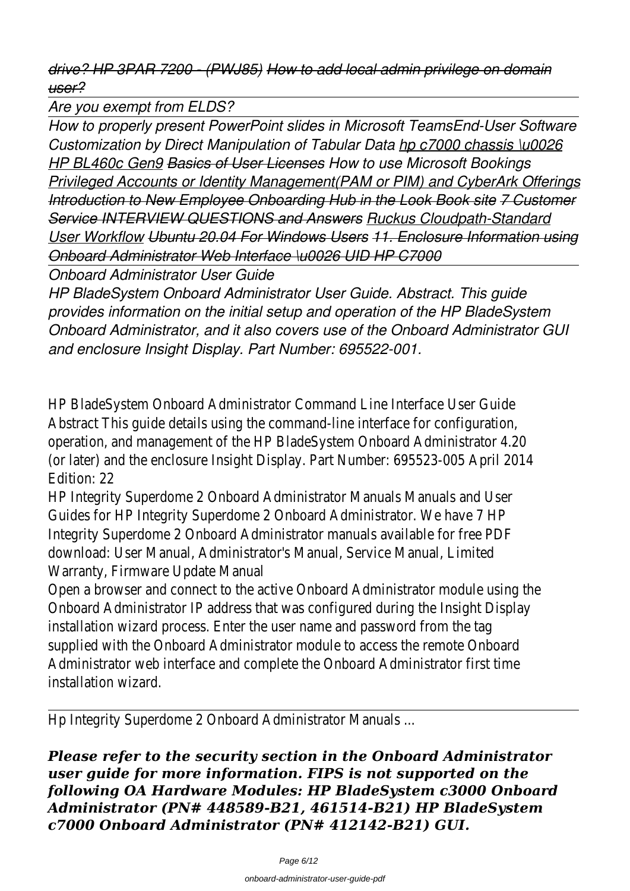*drive? HP 3PAR 7200 - (PWJ85) How to add local admin privilege on domain user?*

*Are you exempt from ELDS?*

*How to properly present PowerPoint slides in Microsoft TeamsEnd-User Software Customization by Direct Manipulation of Tabular Data hp c7000 chassis \u0026 HP BL460c Gen9 Basics of User Licenses How to use Microsoft Bookings Privileged Accounts or Identity Management(PAM or PIM) and CyberArk Offerings Introduction to New Employee Onboarding Hub in the Look Book site 7 Customer Service INTERVIEW QUESTIONS and Answers Ruckus Cloudpath-Standard User Workflow Ubuntu 20.04 For Windows Users 11. Enclosure Information using Onboard Administrator Web Interface \u0026 UID HP C7000*

*Onboard Administrator User Guide*

*HP BladeSystem Onboard Administrator User Guide. Abstract. This guide provides information on the initial setup and operation of the HP BladeSystem Onboard Administrator, and it also covers use of the Onboard Administrator GUI and enclosure Insight Display. Part Number: 695522-001.*

HP BladeSystem Onboard Administrator Command Line Interface User Guide Abstract This guide details using the command-line interface for configuration, operation, and management of the HP BladeSystem Onboard Administrator 4.20 (or later) and the enclosure Insight Display. Part Number: 695523-005 April 2014 Edition: 22

HP Integrity Superdome 2 Onboard Administrator Manuals Manuals and User Guides for HP Integrity Superdome 2 Onboard Administrator. We have 7 HP Integrity Superdome 2 Onboard Administrator manuals available for free PDF download: User Manual, Administrator's Manual, Service Manual, Limited Warranty, Firmware Update Manual

Open a browser and connect to the active Onboard Administrator module using the Onboard Administrator IP address that was configured during the Insight Display installation wizard process. Enter the user name and password from the tag supplied with the Onboard Administrator module to access the remote Onboard Administrator web interface and complete the Onboard Administrator first time installation wizard.

Hp Integrity Superdome 2 Onboard Administrator Manuals ...

***Please refer to the security section in the Onboard Administrator user guide for more information. FIPS is not supported on the following OA Hardware Modules: HP BladeSystem c3000 Onboard Administrator (PN# 448589-B21, 461514-B21) HP BladeSystem c7000 Onboard Administrator (PN# 412142-B21) GUI.***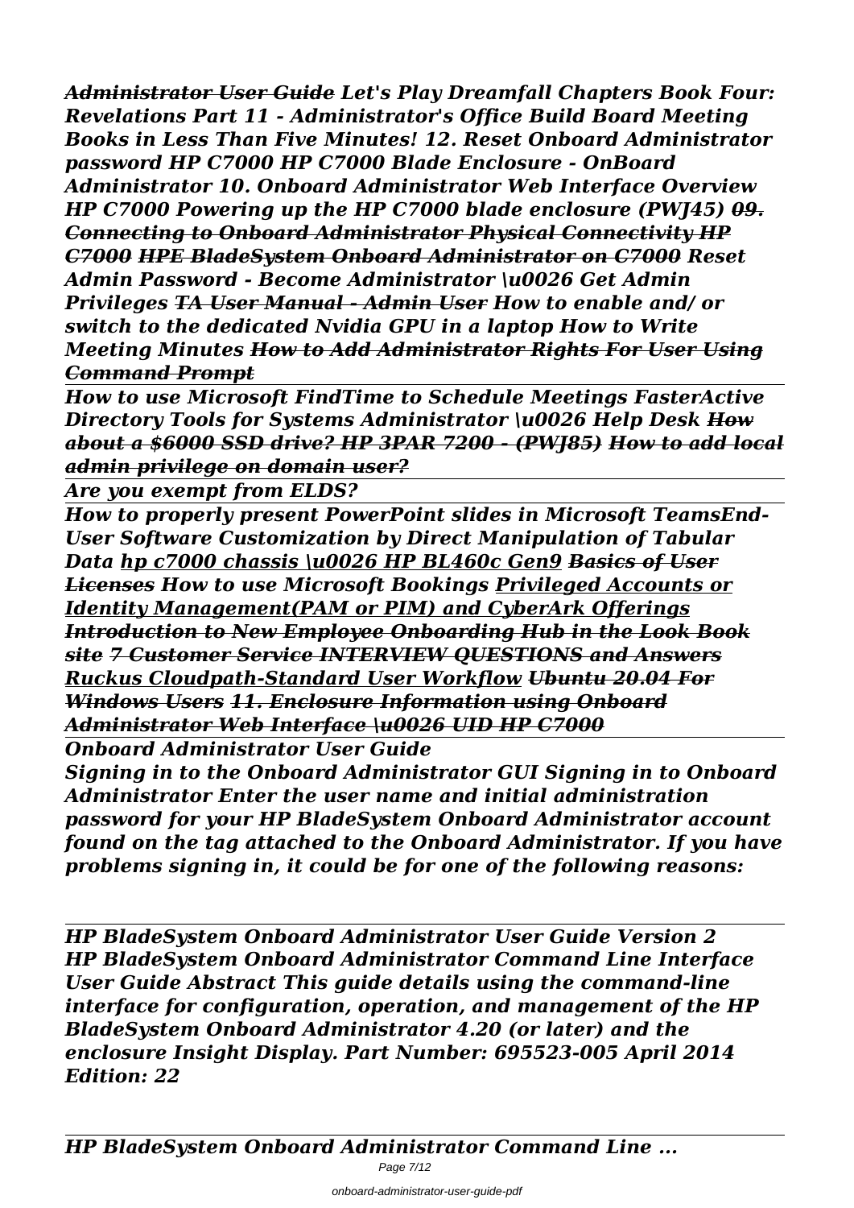*Administrator User Guide* ***Let's Play Dreamfall Chapters Book Four: Revelations Part 11 - Administrator's Office Build Board Meeting Books in Less Than Five Minutes! 12. Reset Onboard Administrator password HP C7000 HP C7000 Blade Enclosure - OnBoard Administrator 10. Onboard Administrator Web Interface Overview HP C7000 Powering up the HP C7000 blade enclosure (PWJ45)*** ~~***09. Connecting to Onboard Administrator Physical Connectivity HP C7000***~~ ~~***HPE BladeSystem Onboard Administrator on C7000***~~ ***Reset Admin Password - Become Administrator \u0026 Get Admin Privileges*** ~~***TA User Manual - Admin User***~~ ***How to enable and/ or switch to the dedicated Nvidia GPU in a laptop How to Write Meeting Minutes*** ~~***How to Add Administrator Rights For User Using Command Prompt***~~

***How to use Microsoft FindTime to Schedule Meetings FasterActive Directory Tools for Systems Administrator \u0026 Help Desk*** ~~***How about a $6000 SSD drive? HP 3PAR 7200 - (PWJ85)***~~ ~~***How to add local admin privilege on domain user?***~~

***Are you exempt from ELDS?***

***How to properly present PowerPoint slides in Microsoft TeamsEnd-User Software Customization by Direct Manipulation of Tabular Data*** ***hp c7000 chassis \u0026 HP BL460c Gen9*** ~~***Basics of User Licenses***~~ ***How to use Microsoft Bookings*** ***Privileged Accounts or Identity Management(PAM or PIM) and CyberArk Offerings*** ~~***Introduction to New Employee Onboarding Hub in the Look Book site***~~ ~~***7 Customer Service INTERVIEW QUESTIONS and Answers***~~ ***Ruckus Cloudpath-Standard User Workflow*** ~~***Ubuntu 20.04 For Windows Users***~~ ~~***11. Enclosure Information using Onboard Administrator Web Interface \u0026 UID HP C7000***~~

***Onboard Administrator User Guide***

***Signing in to the Onboard Administrator GUI Signing in to Onboard Administrator Enter the user name and initial administration password for your HP BladeSystem Onboard Administrator account found on the tag attached to the Onboard Administrator. If you have problems signing in, it could be for one of the following reasons:***

***HP BladeSystem Onboard Administrator User Guide Version 2***

***HP BladeSystem Onboard Administrator Command Line Interface User Guide Abstract This guide details using the command-line interface for configuration, operation, and management of the HP BladeSystem Onboard Administrator 4.20 (or later) and the enclosure Insight Display. Part Number: 695523-005 April 2014 Edition: 22***

***HP BladeSystem Onboard Administrator Command Line ...***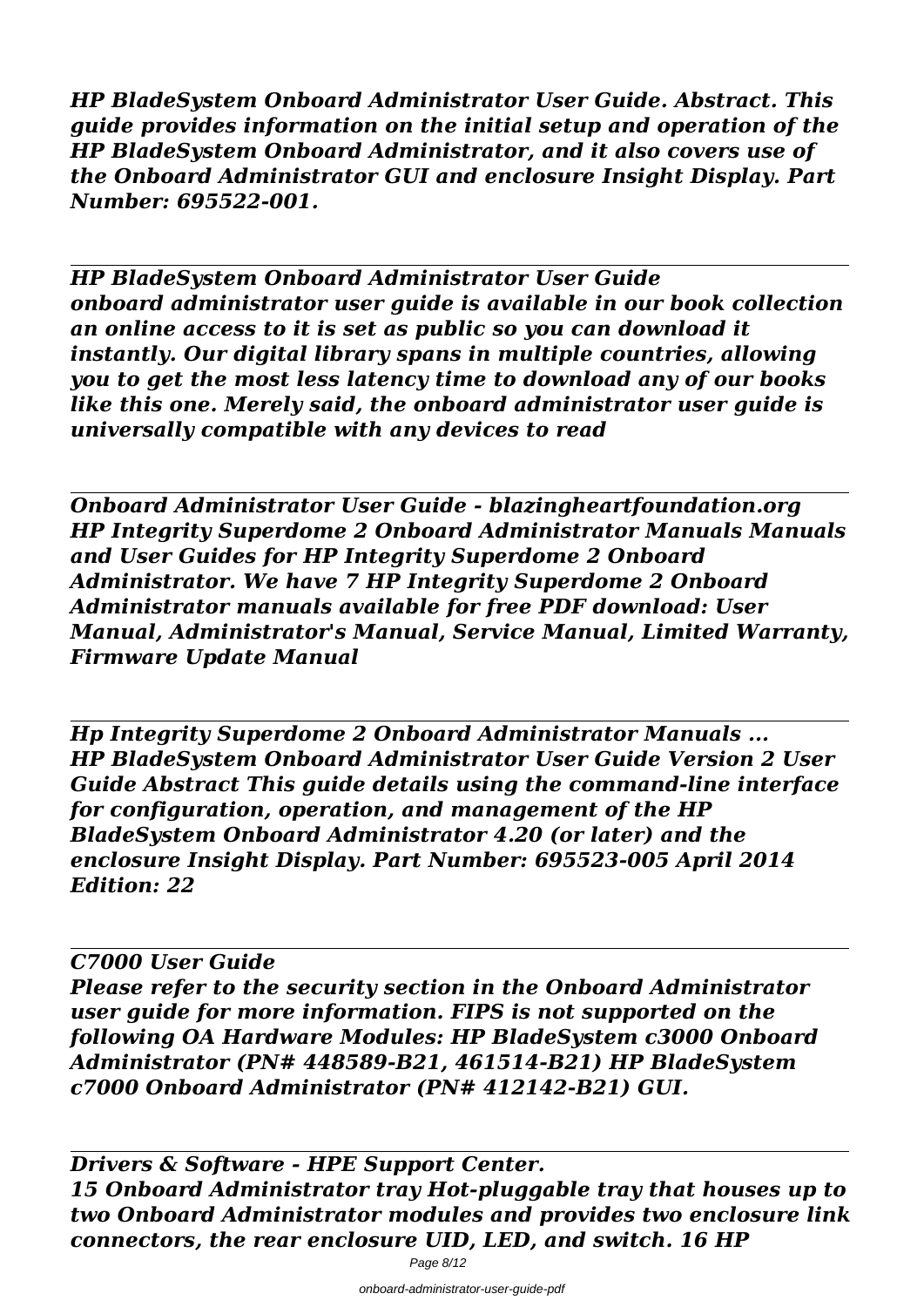*HP BladeSystem Onboard Administrator User Guide. Abstract. This guide provides information on the initial setup and operation of the HP BladeSystem Onboard Administrator, and it also covers use of the Onboard Administrator GUI and enclosure Insight Display. Part Number: 695522-001.*

---

*HP BladeSystem Onboard Administrator User Guide*

*onboard administrator user guide is available in our book collection an online access to it is set as public so you can download it instantly. Our digital library spans in multiple countries, allowing you to get the most less latency time to download any of our books like this one. Merely said, the onboard administrator user guide is universally compatible with any devices to read*

---

*Onboard Administrator User Guide - blazingheartfoundation.org*

*HP Integrity Superdome 2 Onboard Administrator Manuals Manuals and User Guides for HP Integrity Superdome 2 Onboard Administrator. We have 7 HP Integrity Superdome 2 Onboard Administrator manuals available for free PDF download: User Manual, Administrator's Manual, Service Manual, Limited Warranty, Firmware Update Manual*

---

*Hp Integrity Superdome 2 Onboard Administrator Manuals ...*

*HP BladeSystem Onboard Administrator User Guide Version 2 User Guide Abstract This guide details using the command-line interface for configuration, operation, and management of the HP BladeSystem Onboard Administrator 4.20 (or later) and the enclosure Insight Display. Part Number: 695523-005 April 2014 Edition: 22*

---

*C7000 User Guide*

*Please refer to the security section in the Onboard Administrator user guide for more information. FIPS is not supported on the following OA Hardware Modules: HP BladeSystem c3000 Onboard Administrator (PN# 448589-B21, 461514-B21) HP BladeSystem c7000 Onboard Administrator (PN# 412142-B21) GUI.*

---

*Drivers & Software - HPE Support Center.*

*15 Onboard Administrator tray Hot-pluggable tray that houses up to two Onboard Administrator modules and provides two enclosure link connectors, the rear enclosure UID, LED, and switch. 16 HP*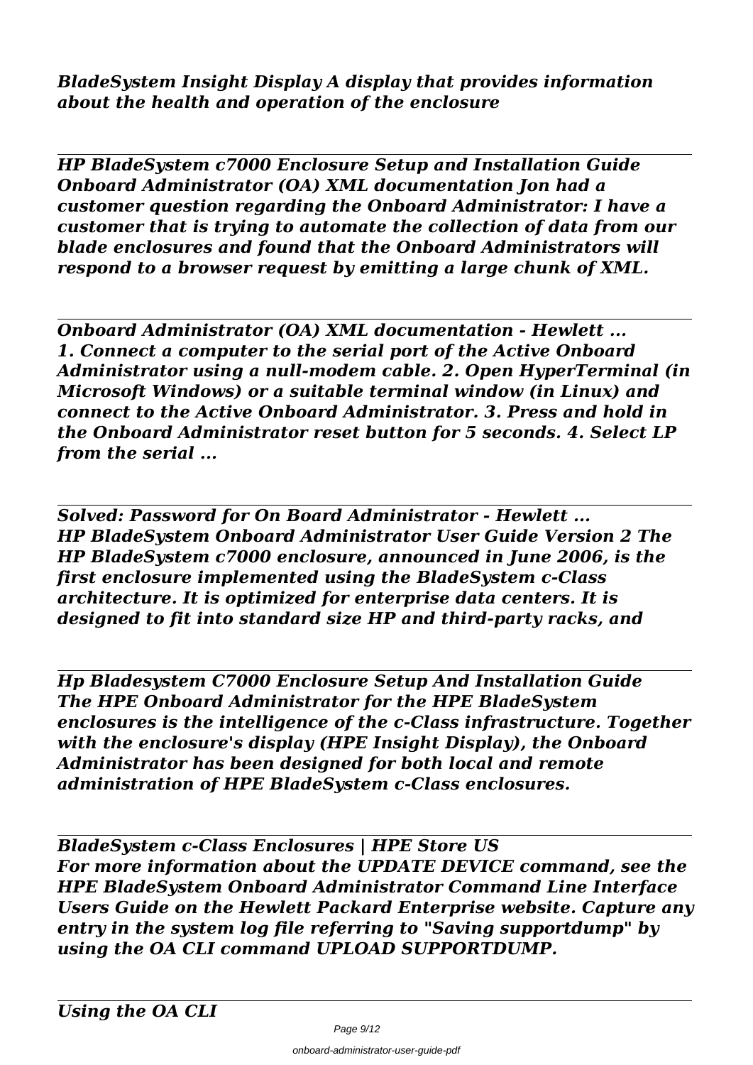*BladeSystem Insight Display A display that provides information about the health and operation of the enclosure*

---

*HP BladeSystem c7000 Enclosure Setup and Installation Guide Onboard Administrator (OA) XML documentation Jon had a customer question regarding the Onboard Administrator: I have a customer that is trying to automate the collection of data from our blade enclosures and found that the Onboard Administrators will respond to a browser request by emitting a large chunk of XML.*

---

*Onboard Administrator (OA) XML documentation - Hewlett ...*
*1. Connect a computer to the serial port of the Active Onboard Administrator using a null-modem cable. 2. Open HyperTerminal (in Microsoft Windows) or a suitable terminal window (in Linux) and connect to the Active Onboard Administrator. 3. Press and hold in the Onboard Administrator reset button for 5 seconds. 4. Select LP from the serial ...*

---

*Solved: Password for On Board Administrator - Hewlett ...*
*HP BladeSystem Onboard Administrator User Guide Version 2 The HP BladeSystem c7000 enclosure, announced in June 2006, is the first enclosure implemented using the BladeSystem c-Class architecture. It is optimized for enterprise data centers. It is designed to fit into standard size HP and third-party racks, and*

---

*Hp Bladesystem C7000 Enclosure Setup And Installation Guide*
*The HPE Onboard Administrator for the HPE BladeSystem enclosures is the intelligence of the c-Class infrastructure. Together with the enclosure's display (HPE Insight Display), the Onboard Administrator has been designed for both local and remote administration of HPE BladeSystem c-Class enclosures.*

---

*BladeSystem c-Class Enclosures | HPE Store US*
*For more information about the UPDATE DEVICE command, see the HPE BladeSystem Onboard Administrator Command Line Interface Users Guide on the Hewlett Packard Enterprise website. Capture any entry in the system log file referring to "Saving supportdump" by using the OA CLI command UPLOAD SUPPORTDUMP.*

---

*Using the OA CLI*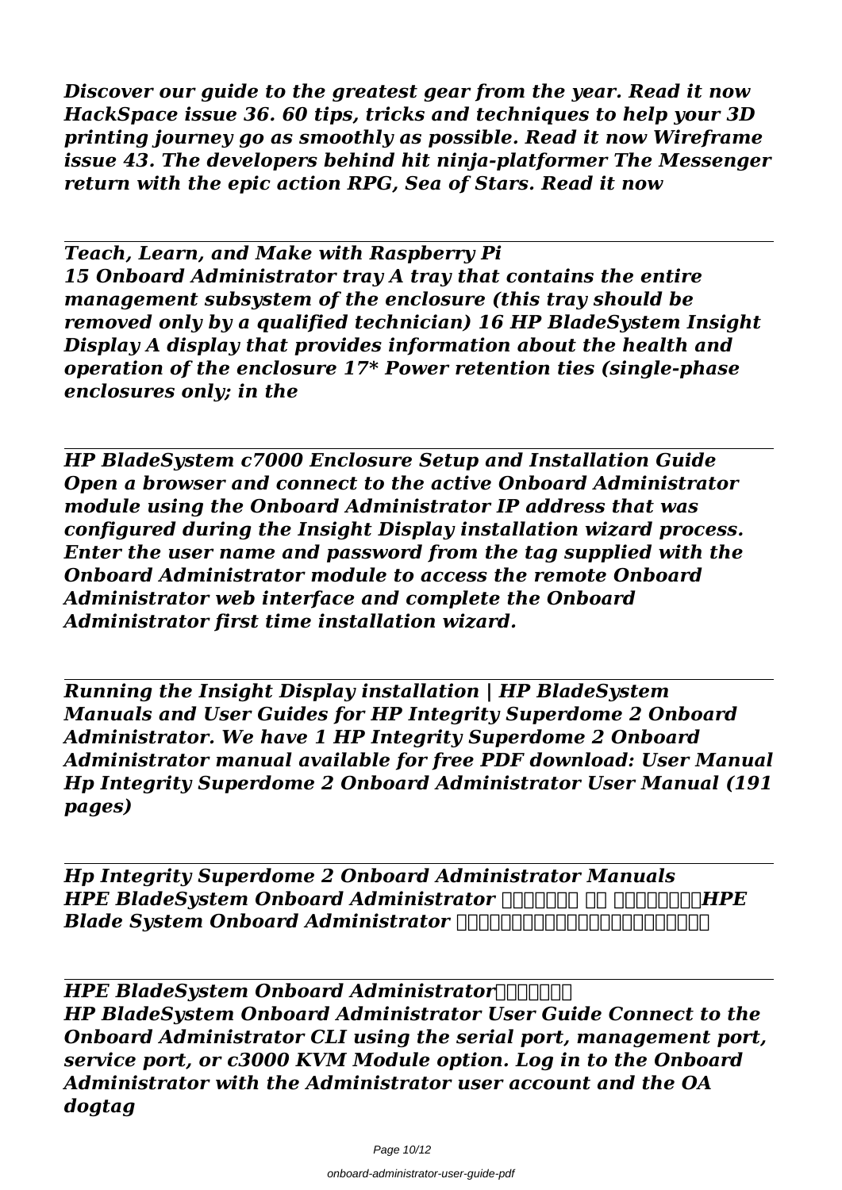*Discover our guide to the greatest gear from the year. Read it now HackSpace issue 36. 60 tips, tricks and techniques to help your 3D printing journey go as smoothly as possible. Read it now Wireframe issue 43. The developers behind hit ninja-platformer The Messenger return with the epic action RPG, Sea of Stars. Read it now*

---

***Teach, Learn, and Make with Raspberry Pi***

***15 Onboard Administrator tray A tray that contains the entire management subsystem of the enclosure (this tray should be removed only by a qualified technician) 16 HP BladeSystem Insight Display A display that provides information about the health and operation of the enclosure 17* Power retention ties (single-phase enclosures only; in the***

---

***HP BladeSystem c7000 Enclosure Setup and Installation Guide***

***Open a browser and connect to the active Onboard Administrator module using the Onboard Administrator IP address that was configured during the Insight Display installation wizard process. Enter the user name and password from the tag supplied with the Onboard Administrator module to access the remote Onboard Administrator web interface and complete the Onboard Administrator first time installation wizard.***

---

***Running the Insight Display installation | HP BladeSystem***

***Manuals and User Guides for HP Integrity Superdome 2 Onboard Administrator. We have 1 HP Integrity Superdome 2 Onboard Administrator manual available for free PDF download: User Manual Hp Integrity Superdome 2 Onboard Administrator User Manual (191 pages)***

---

***Hp Integrity Superdome 2 Onboard Administrator Manuals***

***HPE BladeSystem Onboard Administrator ユーザーガイド HPE Blade System Onboard Administrator の設定と操作についての情報を記載します。***

---

***HPE BladeSystem Onboard Administratorユーザーガイド***

***HP BladeSystem Onboard Administrator User Guide Connect to the Onboard Administrator CLI using the serial port, management port, service port, or c3000 KVM Module option. Log in to the Onboard Administrator with the Administrator user account and the OA dogtag***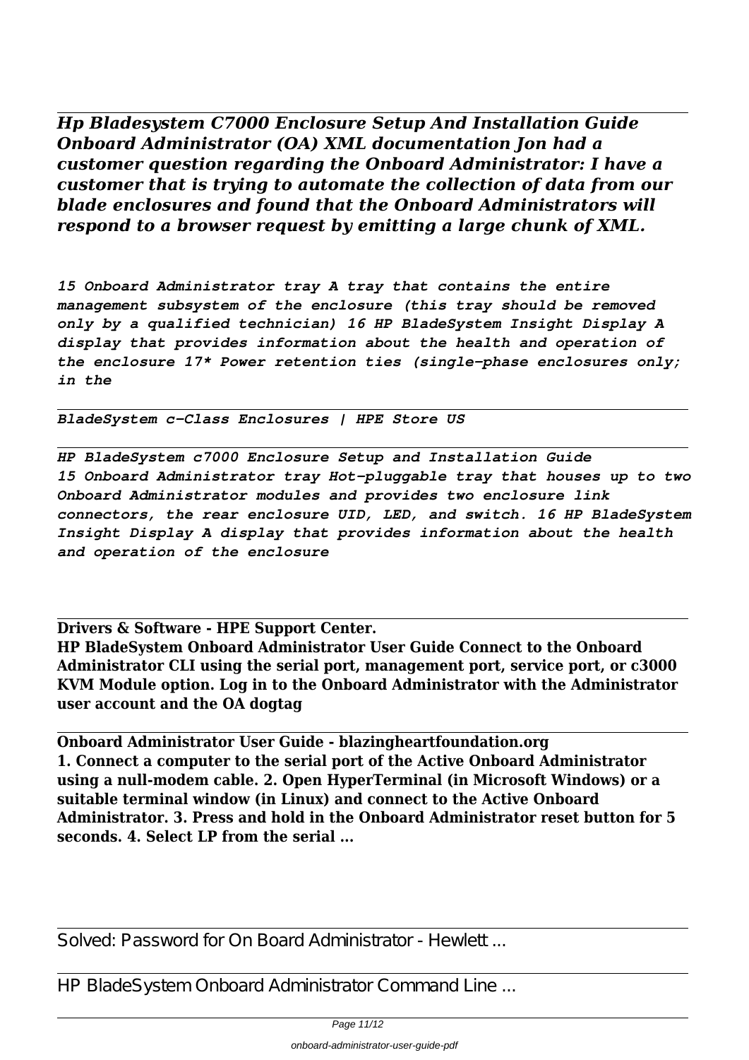***Hp Bladesystem C7000 Enclosure Setup And Installation Guide Onboard Administrator (OA) XML documentation Jon had a customer question regarding the Onboard Administrator: I have a customer that is trying to automate the collection of data from our blade enclosures and found that the Onboard Administrators will respond to a browser request by emitting a large chunk of XML.***

***15 Onboard Administrator tray A tray that contains the entire management subsystem of the enclosure (this tray should be removed only by a qualified technician) 16 HP BladeSystem Insight Display A display that provides information about the health and operation of the enclosure 17* Power retention ties (single-phase enclosures only; in the***

***BladeSystem c-Class Enclosures | HPE Store US***

***HP BladeSystem c7000 Enclosure Setup and Installation Guide 15 Onboard Administrator tray Hot-pluggable tray that houses up to two Onboard Administrator modules and provides two enclosure link connectors, the rear enclosure UID, LED, and switch. 16 HP BladeSystem Insight Display A display that provides information about the health and operation of the enclosure***

**Drivers & Software - HPE Support Center.**

**HP BladeSystem Onboard Administrator User Guide Connect to the Onboard Administrator CLI using the serial port, management port, service port, or c3000 KVM Module option. Log in to the Onboard Administrator with the Administrator user account and the OA dogtag**

**Onboard Administrator User Guide - blazingheartfoundation.org**

**1. Connect a computer to the serial port of the Active Onboard Administrator using a null-modem cable. 2. Open HyperTerminal (in Microsoft Windows) or a suitable terminal window (in Linux) and connect to the Active Onboard Administrator. 3. Press and hold in the Onboard Administrator reset button for 5 seconds. 4. Select LP from the serial ...**

Solved: Password for On Board Administrator - Hewlett ...

HP BladeSystem Onboard Administrator Command Line ...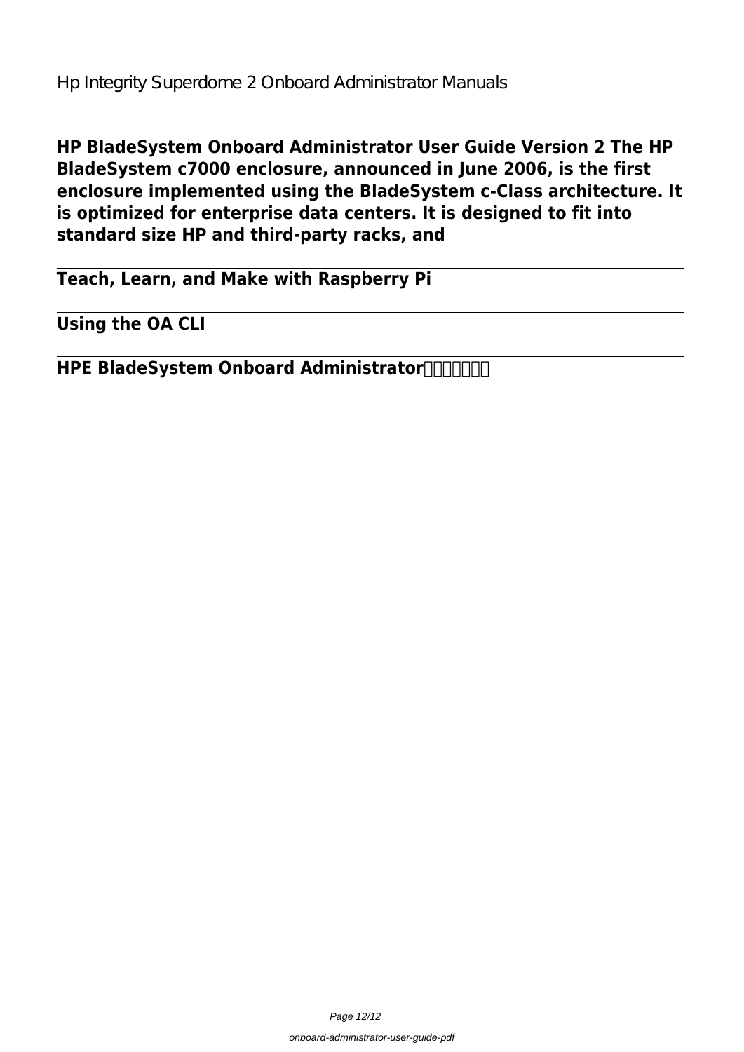**HP BladeSystem Onboard Administrator User Guide Version 2 The HP BladeSystem c7000 enclosure, announced in June 2006, is the first enclosure implemented using the BladeSystem c-Class architecture. It is optimized for enterprise data centers. It is designed to fit into standard size HP and third-party racks, and**

---

**Teach, Learn, and Make with Raspberry Pi**

---

**Using the OA CLI**

---

**HPE BladeSystem Onboard Administrator□□□□□□□**